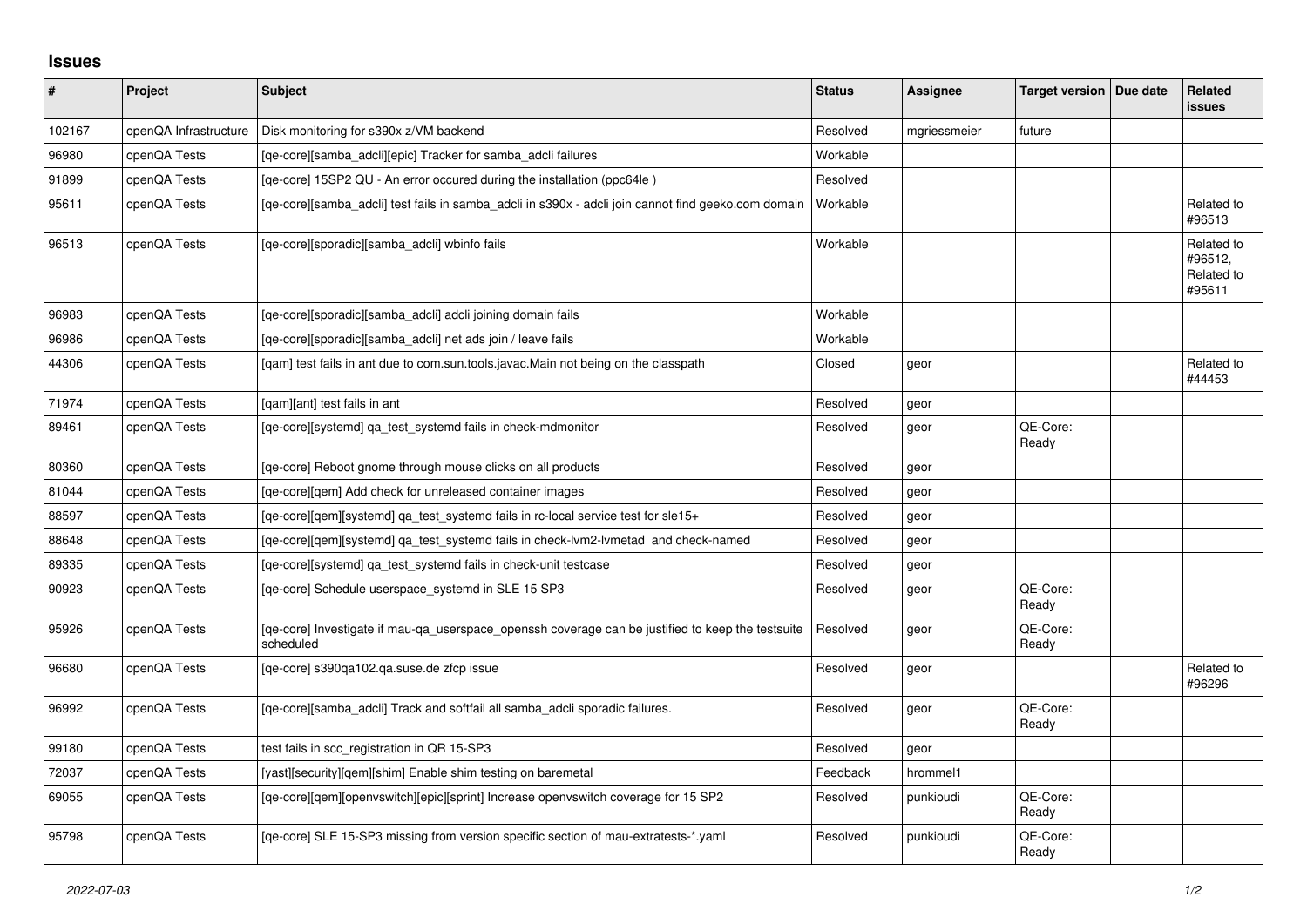## Issues

| # | Project | Subject | Status | Assignee | Target version | Due date | Related issues |
|---|---|---|---|---|---|---|---|
| 102167 | openQA Infrastructure | Disk monitoring for s390x z/VM backend | Resolved | mgriessmeier | future | | |
| 96980 | openQA Tests | [qe-core][samba_adcli][epic] Tracker for samba_adcli failures | Workable | | | | |
| 91899 | openQA Tests | [qe-core] 15SP2 QU - An error occured during the installation (ppc64le ) | Resolved | | | | |
| 95611 | openQA Tests | [qe-core][samba_adcli] test fails in samba_adcli in s390x - adcli join cannot find geeko.com domain | Workable | | | | Related to #96513 |
| 96513 | openQA Tests | [qe-core][sporadic][samba_adcli] wbinfo fails | Workable | | | | Related to #96512, Related to #95611 |
| 96983 | openQA Tests | [qe-core][sporadic][samba_adcli] adcli joining domain fails | Workable | | | | |
| 96986 | openQA Tests | [qe-core][sporadic][samba_adcli] net ads join / leave fails | Workable | | | | |
| 44306 | openQA Tests | [qam] test fails in ant due to com.sun.tools.javac.Main not being on the classpath | Closed | geor | | | Related to #44453 |
| 71974 | openQA Tests | [qam][ant] test fails in ant | Resolved | geor | | | |
| 89461 | openQA Tests | [qe-core][systemd] qa_test_systemd fails in check-mdmonitor | Resolved | geor | QE-Core: Ready | | |
| 80360 | openQA Tests | [qe-core] Reboot gnome through mouse clicks on all products | Resolved | geor | | | |
| 81044 | openQA Tests | [qe-core][qem] Add check for unreleased container images | Resolved | geor | | | |
| 88597 | openQA Tests | [qe-core][qem][systemd] qa_test_systemd fails in rc-local service test for sle15+ | Resolved | geor | | | |
| 88648 | openQA Tests | [qe-core][qem][systemd] qa_test_systemd fails in check-lvm2-lvmetad and check-named | Resolved | geor | | | |
| 89335 | openQA Tests | [qe-core][systemd] qa_test_systemd fails in check-unit testcase | Resolved | geor | | | |
| 90923 | openQA Tests | [qe-core] Schedule userspace_systemd in SLE 15 SP3 | Resolved | geor | QE-Core: Ready | | |
| 95926 | openQA Tests | [qe-core] Investigate if mau-qa_userspace_openssh coverage can be justified to keep the testsuite scheduled | Resolved | geor | QE-Core: Ready | | |
| 96680 | openQA Tests | [qe-core] s390qa102.qa.suse.de zfcp issue | Resolved | geor | | | Related to #96296 |
| 96992 | openQA Tests | [qe-core][samba_adcli] Track and softfail all samba_adcli sporadic failures. | Resolved | geor | QE-Core: Ready | | |
| 99180 | openQA Tests | test fails in scc_registration in QR 15-SP3 | Resolved | geor | | | |
| 72037 | openQA Tests | [yast][security][qem][shim] Enable shim testing on baremetal | Feedback | hrommel1 | | | |
| 69055 | openQA Tests | [qe-core][qem][openvswitch][epic][sprint] Increase openvswitch coverage for 15 SP2 | Resolved | punkioudi | QE-Core: Ready | | |
| 95798 | openQA Tests | [qe-core] SLE 15-SP3 missing from version specific section of mau-extratests-*.yaml | Resolved | punkioudi | QE-Core: Ready | | |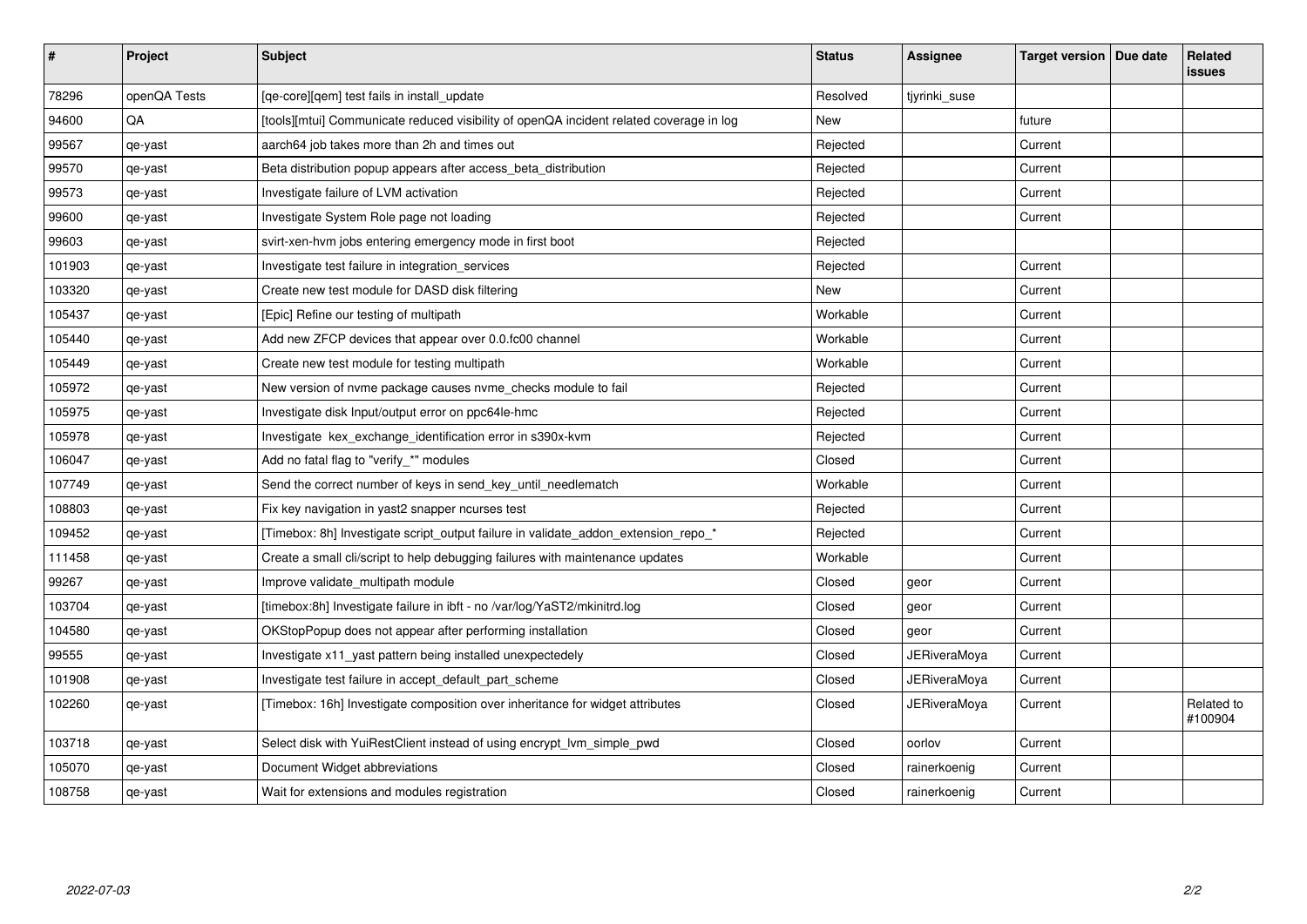| # | Project | Subject | Status | Assignee | Target version | Due date | Related issues |
|---|---|---|---|---|---|---|---|
| 78296 | openQA Tests | [qe-core][qem] test fails in install_update | Resolved | tjyrinki_suse | | | |
| 94600 | QA | [tools][mtui] Communicate reduced visibility of openQA incident related coverage in log | New | | future | | |
| 99567 | qe-yast | aarch64 job takes more than 2h and times out | Rejected | | Current | | |
| 99570 | qe-yast | Beta distribution popup appears after access_beta_distribution | Rejected | | Current | | |
| 99573 | qe-yast | Investigate failure of LVM activation | Rejected | | Current | | |
| 99600 | qe-yast | Investigate System Role page not loading | Rejected | | Current | | |
| 99603 | qe-yast | svirt-xen-hvm jobs entering emergency mode in first boot | Rejected | | | | |
| 101903 | qe-yast | Investigate test failure in integration_services | Rejected | | Current | | |
| 103320 | qe-yast | Create new test module for DASD disk filtering | New | | Current | | |
| 105437 | qe-yast | [Epic] Refine our testing of multipath | Workable | | Current | | |
| 105440 | qe-yast | Add new ZFCP devices that appear over 0.0.fc00 channel | Workable | | Current | | |
| 105449 | qe-yast | Create new test module for testing multipath | Workable | | Current | | |
| 105972 | qe-yast | New version of nvme package causes nvme_checks module to fail | Rejected | | Current | | |
| 105975 | qe-yast | Investigate disk Input/output error on ppc64le-hmc | Rejected | | Current | | |
| 105978 | qe-yast | Investigate kex_exchange_identification error in s390x-kvm | Rejected | | Current | | |
| 106047 | qe-yast | Add no fatal flag to "verify_*" modules | Closed | | Current | | |
| 107749 | qe-yast | Send the correct number of keys in send_key_until_needlematch | Workable | | Current | | |
| 108803 | qe-yast | Fix key navigation in yast2 snapper ncurses test | Rejected | | Current | | |
| 109452 | qe-yast | [Timebox: 8h] Investigate script_output failure in validate_addon_extension_repo_* | Rejected | | Current | | |
| 111458 | qe-yast | Create a small cli/script to help debugging failures with maintenance updates | Workable | | Current | | |
| 99267 | qe-yast | Improve validate_multipath module | Closed | geor | Current | | |
| 103704 | qe-yast | [timebox:8h] Investigate failure in ibft - no /var/log/YaST2/mkinitrd.log | Closed | geor | Current | | |
| 104580 | qe-yast | OKStopPopup does not appear after performing installation | Closed | geor | Current | | |
| 99555 | qe-yast | Investigate x11_yast pattern being installed unexpectedely | Closed | JERiveraMoya | Current | | |
| 101908 | qe-yast | Investigate test failure in accept_default_part_scheme | Closed | JERiveraMoya | Current | | |
| 102260 | qe-yast | [Timebox: 16h] Investigate composition over inheritance for widget attributes | Closed | JERiveraMoya | Current | | Related to #100904 |
| 103718 | qe-yast | Select disk with YuiRestClient instead of using encrypt_lvm_simple_pwd | Closed | oorlov | Current | | |
| 105070 | qe-yast | Document Widget abbreviations | Closed | rainerkoenig | Current | | |
| 108758 | qe-yast | Wait for extensions and modules registration | Closed | rainerkoenig | Current | | |